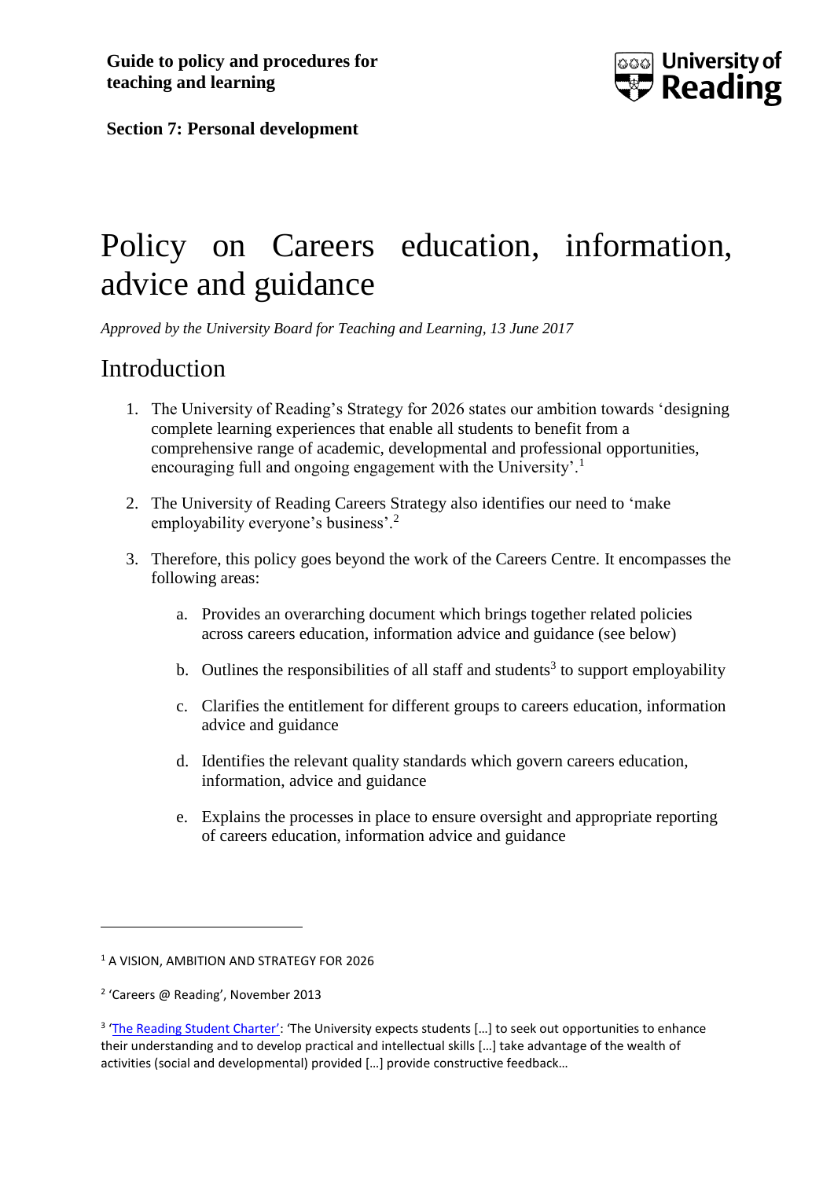**Guide to policy and procedures for teaching and learning**

**Section 7: Personal development**

# Policy on Careers education, information, advice and guidance

*Approved by the University Board for Teaching and Learning, 13 June 2017*

## Introduction

1. The University of Reading's Strategy for 2026 states our ambition towards 'designing complete learning experiences that enable all students to benefit from a comprehensive range of academic, developmental and professional opportunities, encouraging full and ongoing engagement with the University'.[1]

2. The University of Reading Careers Strategy also identifies our need to 'make employability everyone's business'.[2]

3. Therefore, this policy goes beyond the work of the Careers Centre. It encompasses the following areas:

    a. Provides an overarching document which brings together related policies across careers education, information advice and guidance (see below)

    b. Outlines the responsibilities of all staff and students[3] to support employability

    c. Clarifies the entitlement for different groups to careers education, information advice and guidance

    d. Identifies the relevant quality standards which govern careers education, information, advice and guidance

    e. Explains the processes in place to ensure oversight and appropriate reporting of careers education, information advice and guidance

---

[1] A VISION, AMBITION AND STRATEGY FOR 2026

[2] 'Careers @ Reading', November 2013

[3] 'The Reading Student Charter': 'The University expects students […] to seek out opportunities to enhance their understanding and to develop practical and intellectual skills […] take advantage of the wealth of activities (social and developmental) provided […] provide constructive feedback…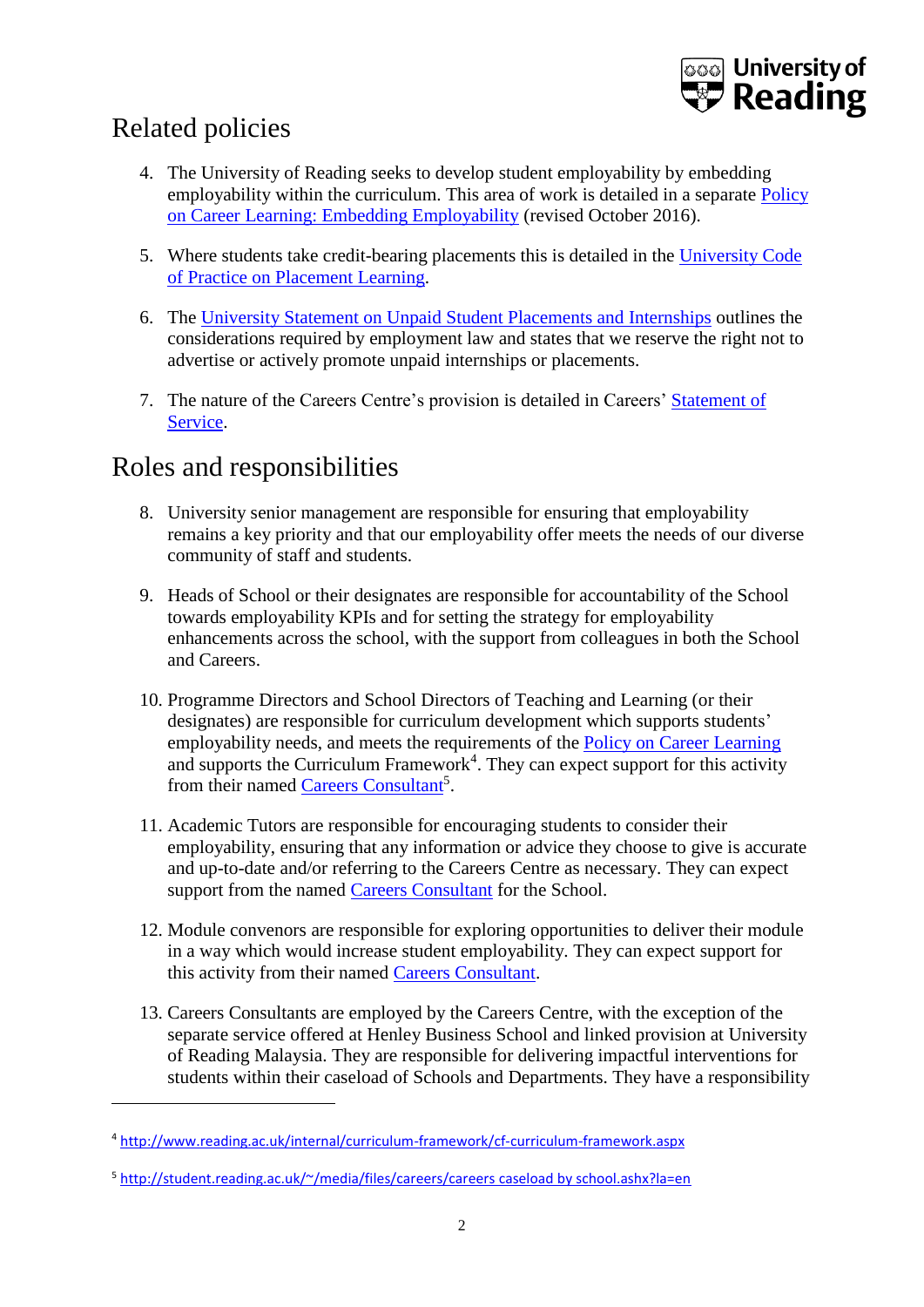## Related policies

4. The University of Reading seeks to develop student employability by embedding employability within the curriculum. This area of work is detailed in a separate Policy on Career Learning: Embedding Employability (revised October 2016).

5. Where students take credit-bearing placements this is detailed in the University Code of Practice on Placement Learning.

6. The University Statement on Unpaid Student Placements and Internships outlines the considerations required by employment law and states that we reserve the right not to advertise or actively promote unpaid internships or placements.

7. The nature of the Careers Centre's provision is detailed in Careers' Statement of Service.

## Roles and responsibilities

8. University senior management are responsible for ensuring that employability remains a key priority and that our employability offer meets the needs of our diverse community of staff and students.

9. Heads of School or their designates are responsible for accountability of the School towards employability KPIs and for setting the strategy for employability enhancements across the school, with the support from colleagues in both the School and Careers.

10. Programme Directors and School Directors of Teaching and Learning (or their designates) are responsible for curriculum development which supports students' employability needs, and meets the requirements of the Policy on Career Learning and supports the Curriculum Framework[4]. They can expect support for this activity from their named Careers Consultant[5].

11. Academic Tutors are responsible for encouraging students to consider their employability, ensuring that any information or advice they choose to give is accurate and up-to-date and/or referring to the Careers Centre as necessary. They can expect support from the named Careers Consultant for the School.

12. Module convenors are responsible for exploring opportunities to deliver their module in a way which would increase student employability. They can expect support for this activity from their named Careers Consultant.

13. Careers Consultants are employed by the Careers Centre, with the exception of the separate service offered at Henley Business School and linked provision at University of Reading Malaysia. They are responsible for delivering impactful interventions for students within their caseload of Schools and Departments. They have a responsibility

---

[4] http://www.reading.ac.uk/internal/curriculum-framework/cf-curriculum-framework.aspx

[5] http://student.reading.ac.uk/~/media/files/careers/careers caseload by school.ashx?la=en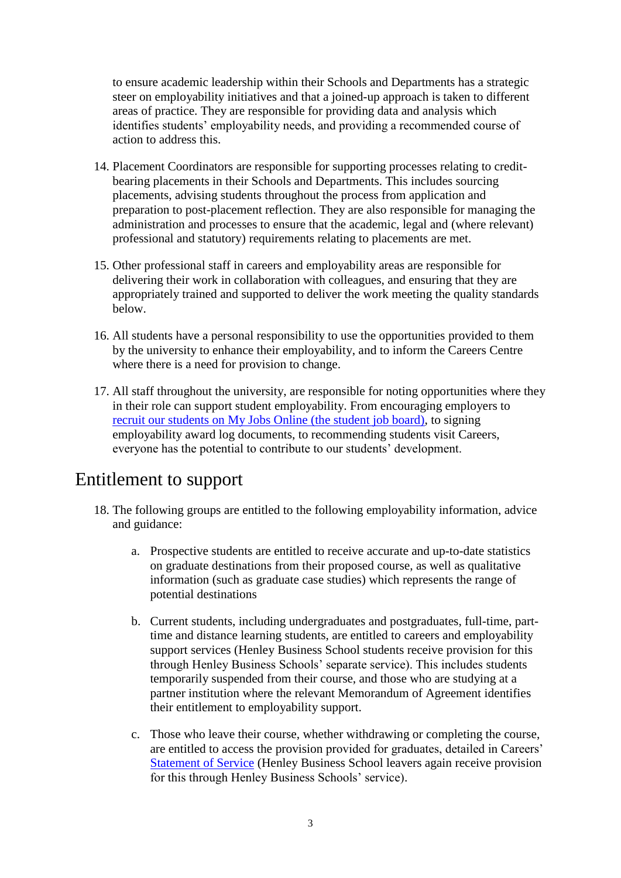to ensure academic leadership within their Schools and Departments has a strategic steer on employability initiatives and that a joined-up approach is taken to different areas of practice. They are responsible for providing data and analysis which identifies students' employability needs, and providing a recommended course of action to address this.

14. Placement Coordinators are responsible for supporting processes relating to credit-bearing placements in their Schools and Departments. This includes sourcing placements, advising students throughout the process from application and preparation to post-placement reflection. They are also responsible for managing the administration and processes to ensure that the academic, legal and (where relevant) professional and statutory) requirements relating to placements are met.

15. Other professional staff in careers and employability areas are responsible for delivering their work in collaboration with colleagues, and ensuring that they are appropriately trained and supported to deliver the work meeting the quality standards below.

16. All students have a personal responsibility to use the opportunities provided to them by the university to enhance their employability, and to inform the Careers Centre where there is a need for provision to change.

17. All staff throughout the university, are responsible for noting opportunities where they in their role can support student employability. From encouraging employers to recruit our students on My Jobs Online (the student job board), to signing employability award log documents, to recommending students visit Careers, everyone has the potential to contribute to our students' development.

# Entitlement to support

18. The following groups are entitled to the following employability information, advice and guidance:

    a. Prospective students are entitled to receive accurate and up-to-date statistics on graduate destinations from their proposed course, as well as qualitative information (such as graduate case studies) which represents the range of potential destinations

    b. Current students, including undergraduates and postgraduates, full-time, part-time and distance learning students, are entitled to careers and employability support services (Henley Business School students receive provision for this through Henley Business Schools' separate service). This includes students temporarily suspended from their course, and those who are studying at a partner institution where the relevant Memorandum of Agreement identifies their entitlement to employability support.

    c. Those who leave their course, whether withdrawing or completing the course, are entitled to access the provision provided for graduates, detailed in Careers' Statement of Service (Henley Business School leavers again receive provision for this through Henley Business Schools' service).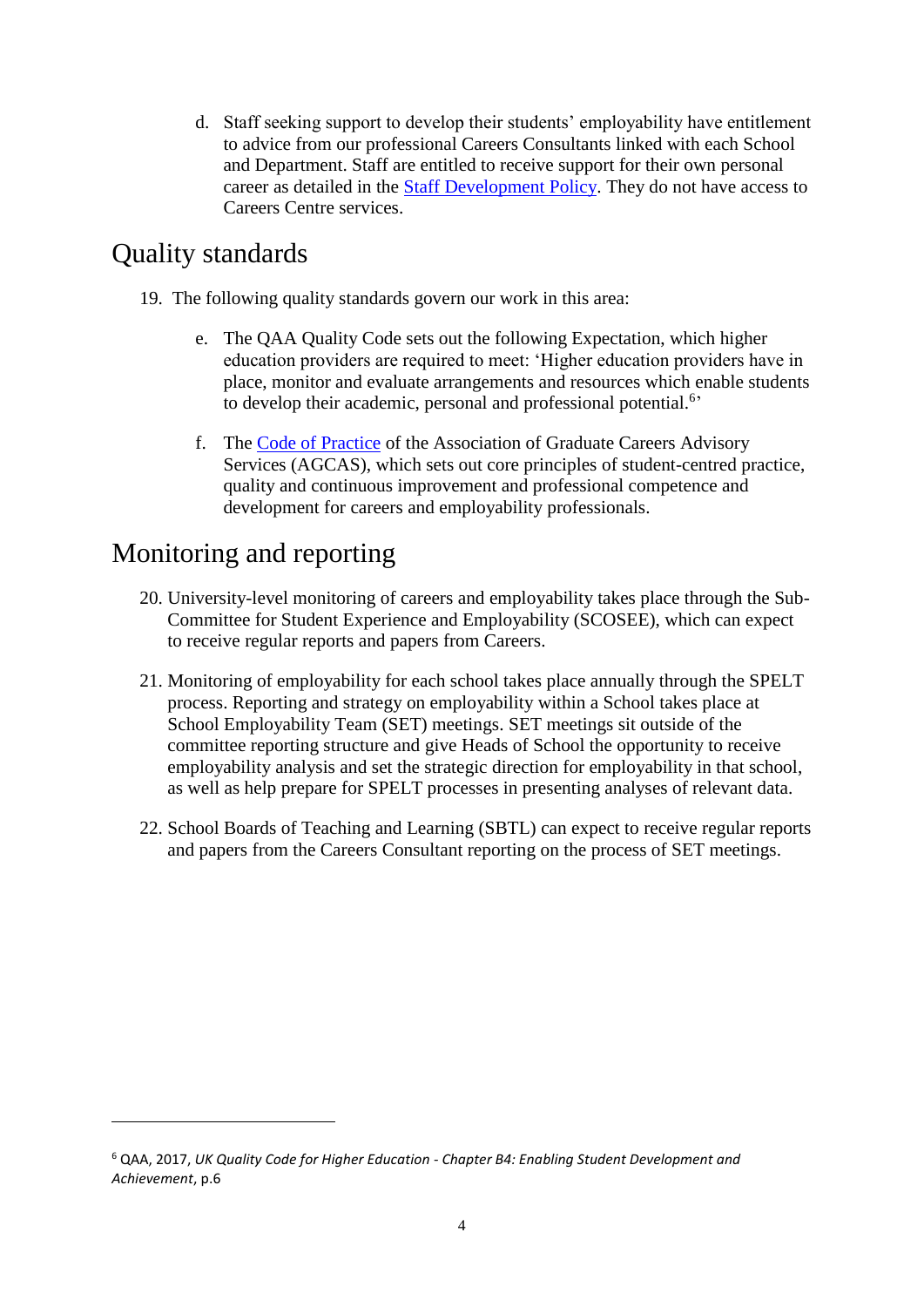d. Staff seeking support to develop their students' employability have entitlement to advice from our professional Careers Consultants linked with each School and Department. Staff are entitled to receive support for their own personal career as detailed in the [Staff Development Policy]. They do not have access to Careers Centre services.

## Quality standards

19. The following quality standards govern our work in this area:

   e. The QAA Quality Code sets out the following Expectation, which higher education providers are required to meet: 'Higher education providers have in place, monitor and evaluate arrangements and resources which enable students to develop their academic, personal and professional potential.[6]'

   f. The [Code of Practice] of the Association of Graduate Careers Advisory Services (AGCAS), which sets out core principles of student-centred practice, quality and continuous improvement and professional competence and development for careers and employability professionals.

## Monitoring and reporting

20. University-level monitoring of careers and employability takes place through the Sub-Committee for Student Experience and Employability (SCOSEE), which can expect to receive regular reports and papers from Careers.

21. Monitoring of employability for each school takes place annually through the SPELT process. Reporting and strategy on employability within a School takes place at School Employability Team (SET) meetings. SET meetings sit outside of the committee reporting structure and give Heads of School the opportunity to receive employability analysis and set the strategic direction for employability in that school, as well as help prepare for SPELT processes in presenting analyses of relevant data.

22. School Boards of Teaching and Learning (SBTL) can expect to receive regular reports and papers from the Careers Consultant reporting on the process of SET meetings.

---

[6] QAA, 2017, *UK Quality Code for Higher Education - Chapter B4: Enabling Student Development and Achievement*, p.6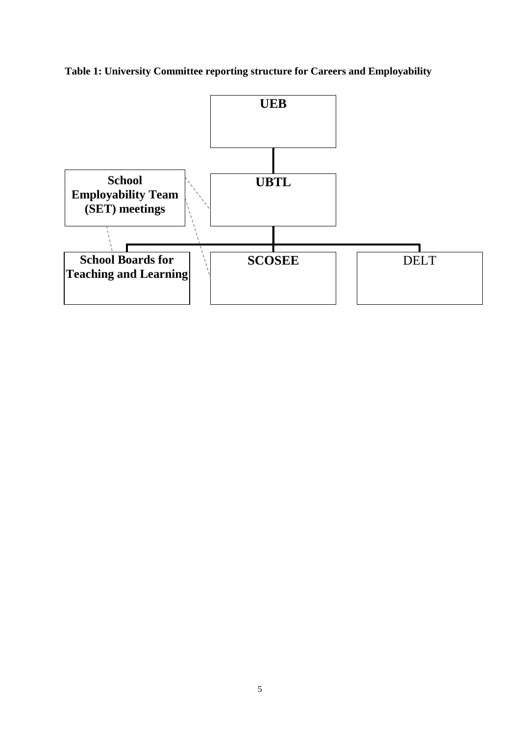**Table 1: University Committee reporting structure for Careers and Employability**

UEB

UBTL

School Employability Team (SET) meetings

School Boards for Teaching and Learning

SCOSEE

DELT